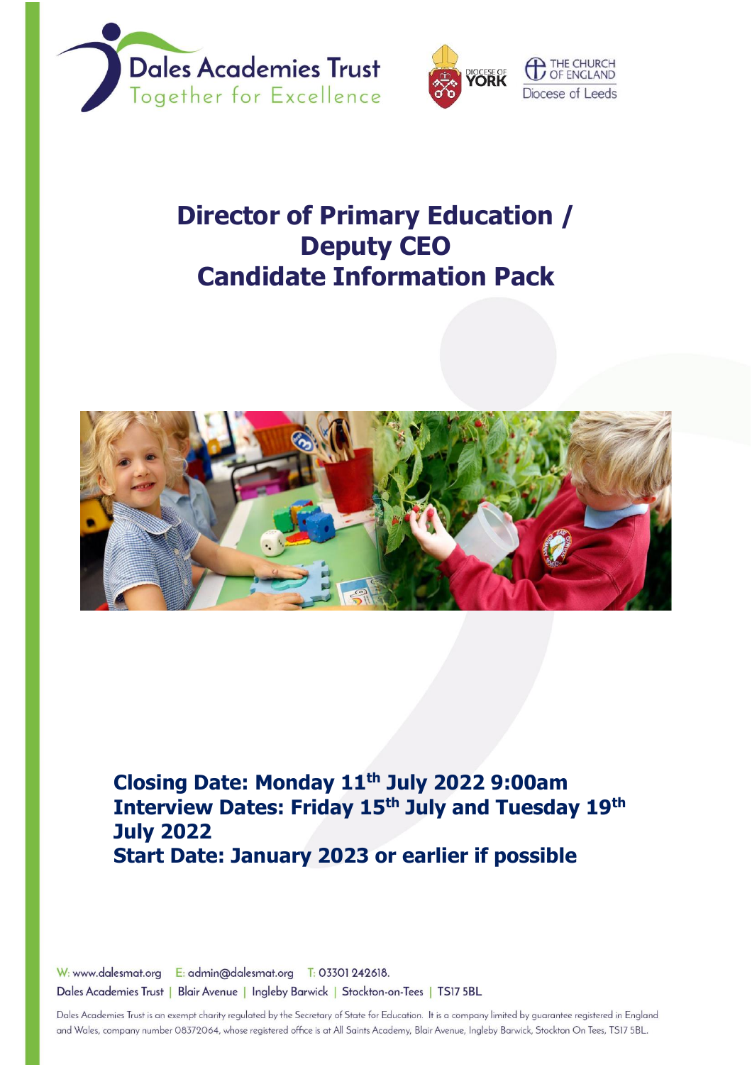Dales Academies Trust
Together for Excellence

Diocese of York

The Church of England
Diocese of Leeds

# Director of Primary Education / Deputy CEO Candidate Information Pack

**Closing Date: Monday 11th July 2022 9:00am**
**Interview Dates: Friday 15th July and Tuesday 19th July 2022**
**Start Date: January 2023 or earlier if possible**

W: www.dalesmat.org E: admin@dalesmat.org T: 03301 242618.

Dales Academies Trust | Blair Avenue | Ingleby Barwick | Stockton-on-Tees | TS17 5BL

Dales Academies Trust is an exempt charity regulated by the Secretary of State for Education. It is a company limited by guarantee registered in England and Wales, company number 08372064, whose registered office is at All Saints Academy, Blair Avenue, Ingleby Barwick, Stockton On Tees, TS17 5BL.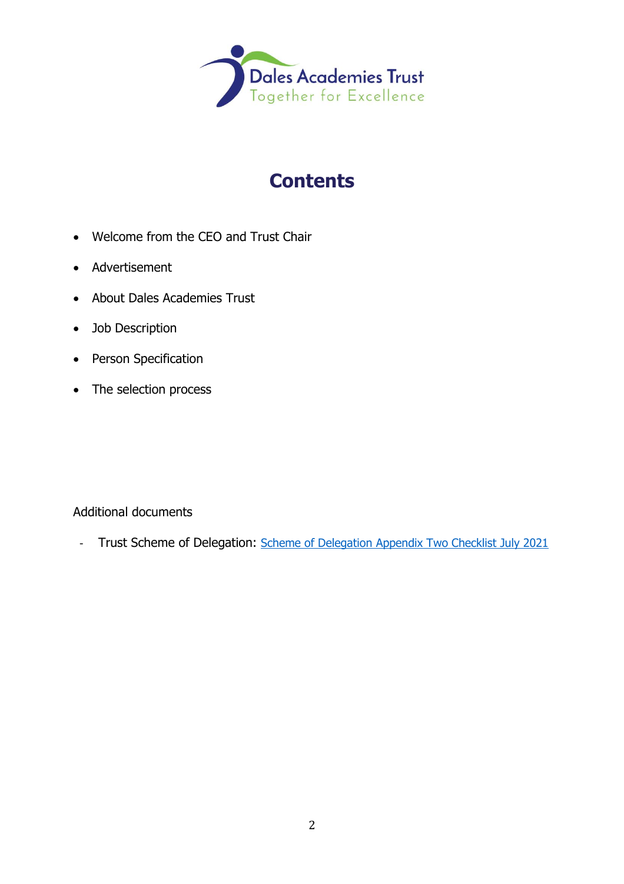Dales Academies Trust
Together for Excellence

# Contents

- Welcome from the CEO and Trust Chair
- Advertisement
- About Dales Academies Trust
- Job Description
- Person Specification
- The selection process

Additional documents

- Trust Scheme of Delegation: Scheme of Delegation Appendix Two Checklist July 2021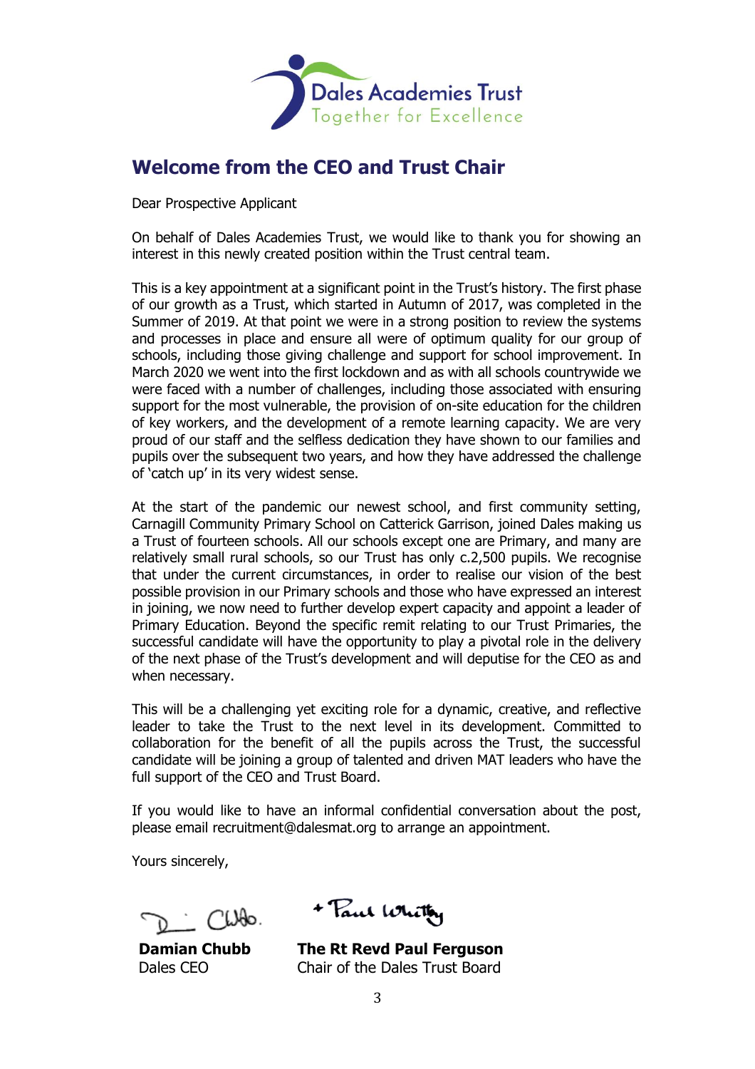Dales Academies Trust
Together for Excellence

## Welcome from the CEO and Trust Chair

Dear Prospective Applicant

On behalf of Dales Academies Trust, we would like to thank you for showing an interest in this newly created position within the Trust central team.

This is a key appointment at a significant point in the Trust's history. The first phase of our growth as a Trust, which started in Autumn of 2017, was completed in the Summer of 2019. At that point we were in a strong position to review the systems and processes in place and ensure all were of optimum quality for our group of schools, including those giving challenge and support for school improvement. In March 2020 we went into the first lockdown and as with all schools countrywide we were faced with a number of challenges, including those associated with ensuring support for the most vulnerable, the provision of on-site education for the children of key workers, and the development of a remote learning capacity. We are very proud of our staff and the selfless dedication they have shown to our families and pupils over the subsequent two years, and how they have addressed the challenge of 'catch up' in its very widest sense.

At the start of the pandemic our newest school, and first community setting, Carnagill Community Primary School on Catterick Garrison, joined Dales making us a Trust of fourteen schools. All our schools except one are Primary, and many are relatively small rural schools, so our Trust has only c.2,500 pupils. We recognise that under the current circumstances, in order to realise our vision of the best possible provision in our Primary schools and those who have expressed an interest in joining, we now need to further develop expert capacity and appoint a leader of Primary Education. Beyond the specific remit relating to our Trust Primaries, the successful candidate will have the opportunity to play a pivotal role in the delivery of the next phase of the Trust's development and will deputise for the CEO as and when necessary.

This will be a challenging yet exciting role for a dynamic, creative, and reflective leader to take the Trust to the next level in its development. Committed to collaboration for the benefit of all the pupils across the Trust, the successful candidate will be joining a group of talented and driven MAT leaders who have the full support of the CEO and Trust Board.

If you would like to have an informal confidential conversation about the post, please email recruitment@dalesmat.org to arrange an appointment.

Yours sincerely,

**Damian Chubb**
Dales CEO

**The Rt Revd Paul Ferguson**
Chair of the Dales Trust Board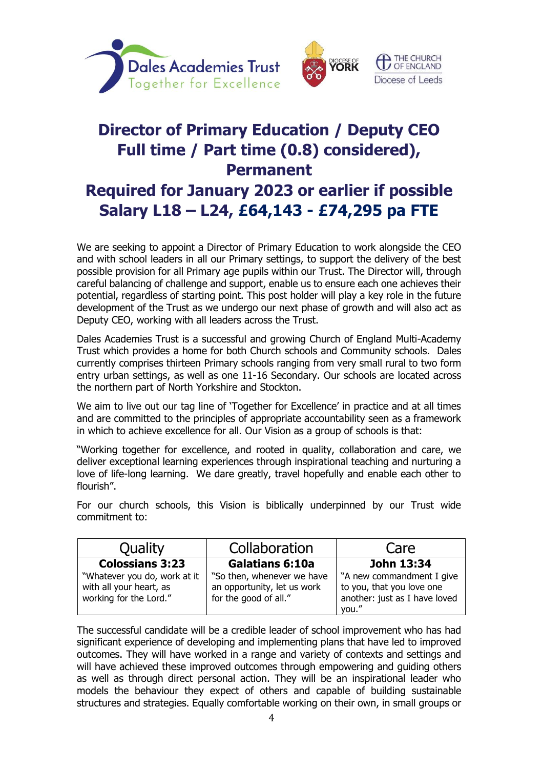# Director of Primary Education / Deputy CEO
# Full time / Part time (0.8) considered), Permanent
# Required for January 2023 or earlier if possible
# Salary L18 – L24, £64,143 - £74,295 pa FTE

We are seeking to appoint a Director of Primary Education to work alongside the CEO and with school leaders in all our Primary settings, to support the delivery of the best possible provision for all Primary age pupils within our Trust. The Director will, through careful balancing of challenge and support, enable us to ensure each one achieves their potential, regardless of starting point. This post holder will play a key role in the future development of the Trust as we undergo our next phase of growth and will also act as Deputy CEO, working with all leaders across the Trust.

Dales Academies Trust is a successful and growing Church of England Multi-Academy Trust which provides a home for both Church schools and Community schools. Dales currently comprises thirteen Primary schools ranging from very small rural to two form entry urban settings, as well as one 11-16 Secondary. Our schools are located across the northern part of North Yorkshire and Stockton.

We aim to live out our tag line of 'Together for Excellence' in practice and at all times and are committed to the principles of appropriate accountability seen as a framework in which to achieve excellence for all. Our Vision as a group of schools is that:

"Working together for excellence, and rooted in quality, collaboration and care, we deliver exceptional learning experiences through inspirational teaching and nurturing a love of life-long learning. We dare greatly, travel hopefully and enable each other to flourish".

For our church schools, this Vision is biblically underpinned by our Trust wide commitment to:

| Quality | Collaboration | Care |
|---|---|---|
| **Colossians 3:23**<br>"Whatever you do, work at it with all your heart, as working for the Lord." | **Galatians 6:10a**<br>"So then, whenever we have an opportunity, let us work for the good of all." | **John 13:34**<br>"A new commandment I give to you, that you love one another: just as I have loved you." |

The successful candidate will be a credible leader of school improvement who has had significant experience of developing and implementing plans that have led to improved outcomes. They will have worked in a range and variety of contexts and settings and will have achieved these improved outcomes through empowering and guiding others as well as through direct personal action. They will be an inspirational leader who models the behaviour they expect of others and capable of building sustainable structures and strategies. Equally comfortable working on their own, in small groups or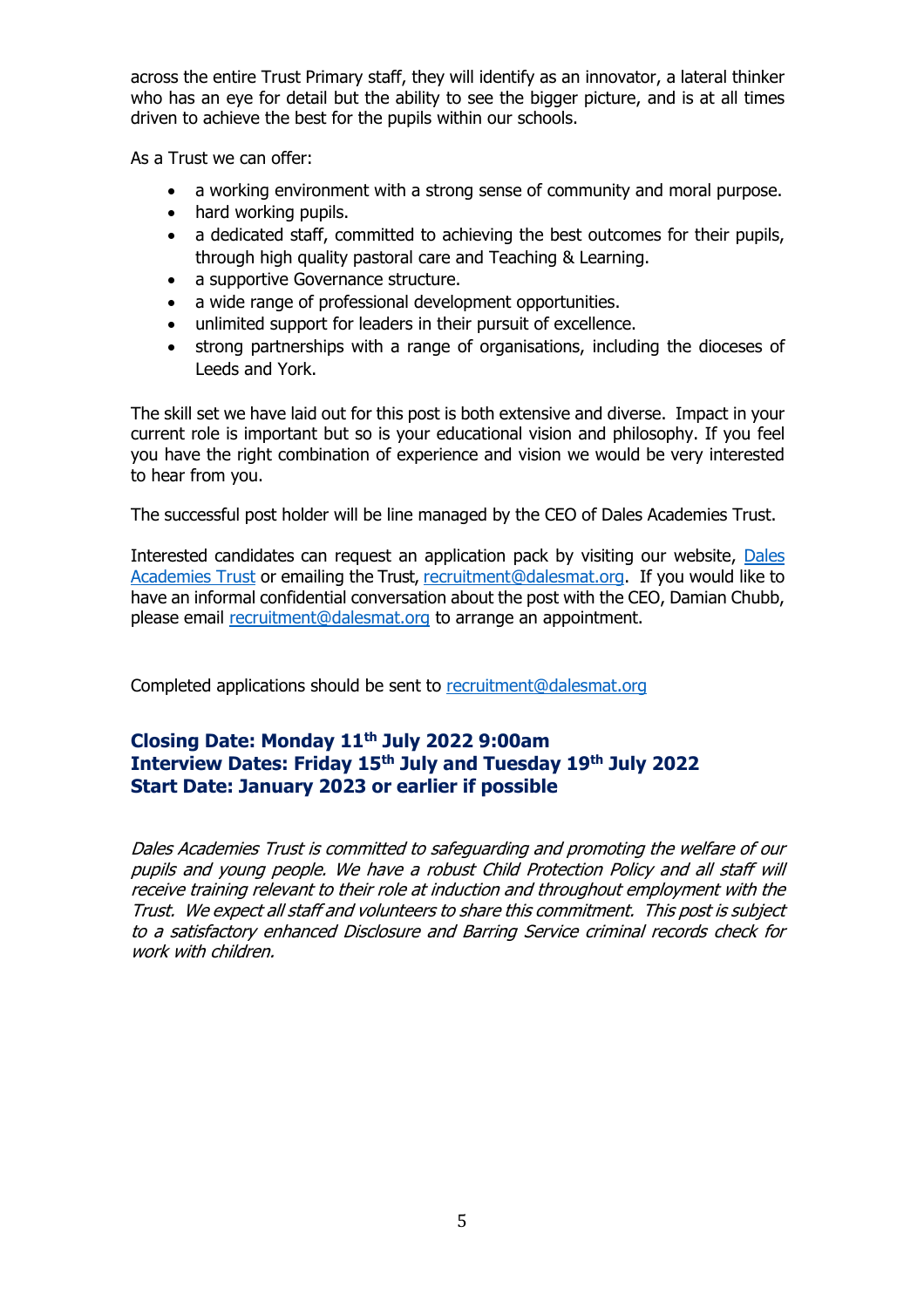across the entire Trust Primary staff, they will identify as an innovator, a lateral thinker who has an eye for detail but the ability to see the bigger picture, and is at all times driven to achieve the best for the pupils within our schools.

As a Trust we can offer:

- a working environment with a strong sense of community and moral purpose.
- hard working pupils.
- a dedicated staff, committed to achieving the best outcomes for their pupils, through high quality pastoral care and Teaching & Learning.
- a supportive Governance structure.
- a wide range of professional development opportunities.
- unlimited support for leaders in their pursuit of excellence.
- strong partnerships with a range of organisations, including the dioceses of Leeds and York.

The skill set we have laid out for this post is both extensive and diverse. Impact in your current role is important but so is your educational vision and philosophy. If you feel you have the right combination of experience and vision we would be very interested to hear from you.

The successful post holder will be line managed by the CEO of Dales Academies Trust.

Interested candidates can request an application pack by visiting our website, [Dales Academies Trust] or emailing the Trust, recruitment@dalesmat.org. If you would like to have an informal confidential conversation about the post with the CEO, Damian Chubb, please email recruitment@dalesmat.org to arrange an appointment.

Completed applications should be sent to recruitment@dalesmat.org

### Closing Date: Monday 11th July 2022 9:00am
### Interview Dates: Friday 15th July and Tuesday 19th July 2022
### Start Date: January 2023 or earlier if possible

*Dales Academies Trust is committed to safeguarding and promoting the welfare of our pupils and young people. We have a robust Child Protection Policy and all staff will receive training relevant to their role at induction and throughout employment with the Trust. We expect all staff and volunteers to share this commitment. This post is subject to a satisfactory enhanced Disclosure and Barring Service criminal records check for work with children.*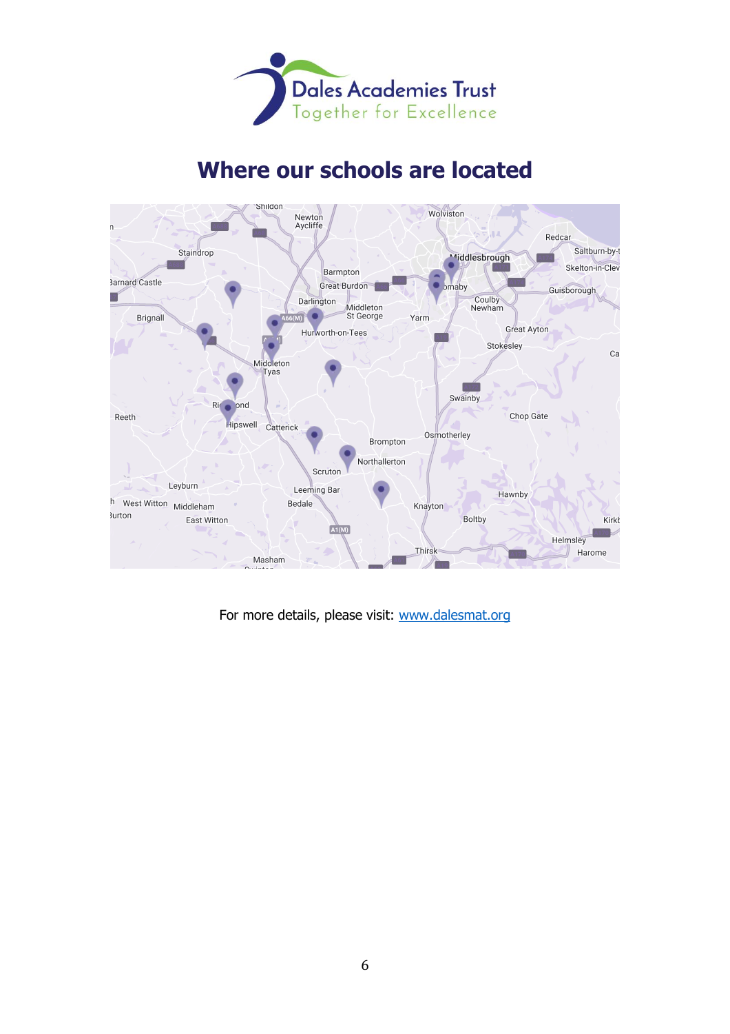# Where our schools are located

For more details, please visit: [www.dalesmat.org](http://www.dalesmat.org)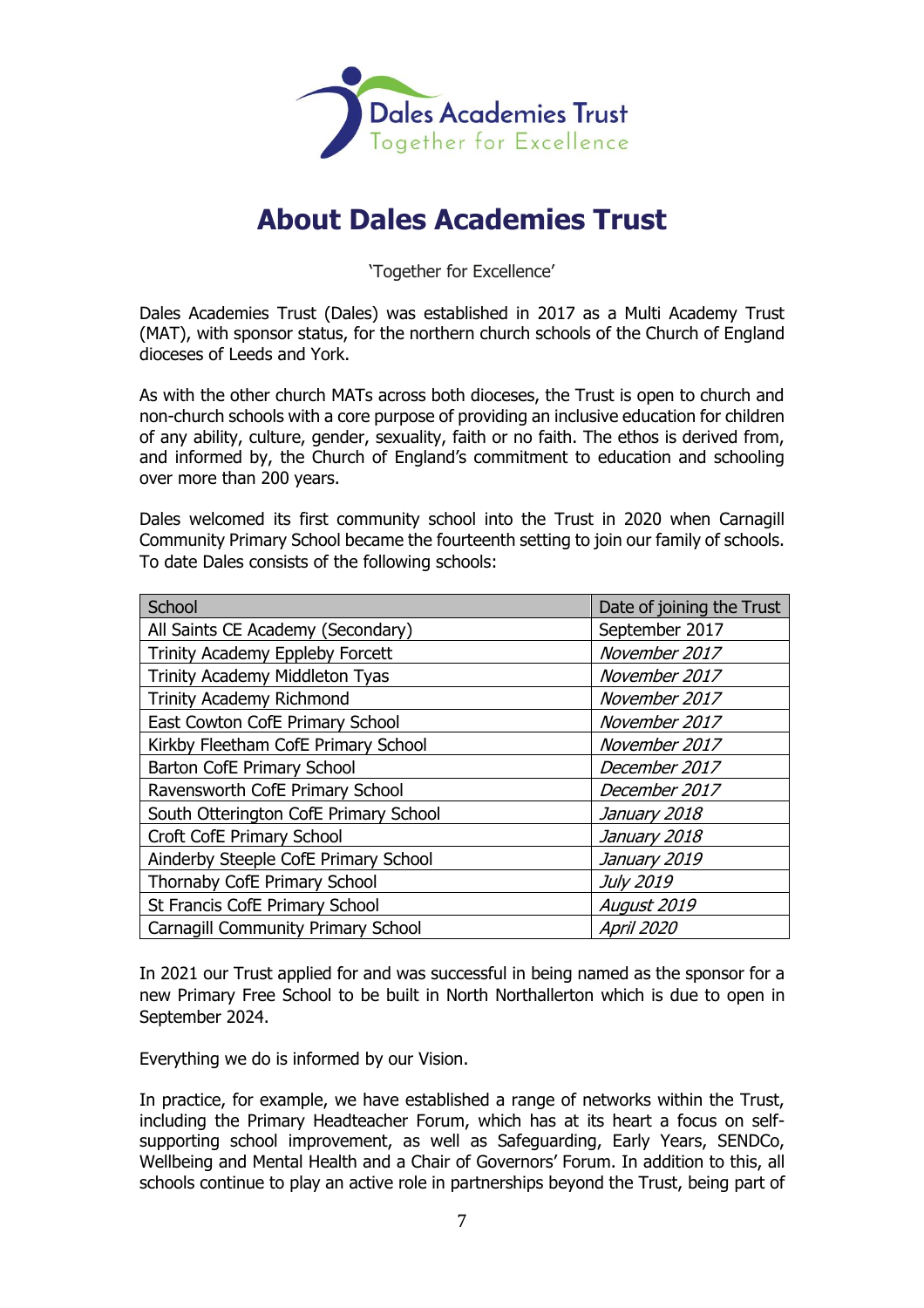Dales Academies Trust
Together for Excellence

# About Dales Academies Trust

'Together for Excellence'

Dales Academies Trust (Dales) was established in 2017 as a Multi Academy Trust (MAT), with sponsor status, for the northern church schools of the Church of England dioceses of Leeds and York.

As with the other church MATs across both dioceses, the Trust is open to church and non-church schools with a core purpose of providing an inclusive education for children of any ability, culture, gender, sexuality, faith or no faith. The ethos is derived from, and informed by, the Church of England's commitment to education and schooling over more than 200 years.

Dales welcomed its first community school into the Trust in 2020 when Carnagill Community Primary School became the fourteenth setting to join our family of schools. To date Dales consists of the following schools:

| School | Date of joining the Trust |
|---|---|
| All Saints CE Academy (Secondary) | September 2017 |
| Trinity Academy Eppleby Forcett | *November 2017* |
| Trinity Academy Middleton Tyas | *November 2017* |
| Trinity Academy Richmond | *November 2017* |
| East Cowton CofE Primary School | *November 2017* |
| Kirkby Fleetham CofE Primary School | *November 2017* |
| Barton CofE Primary School | *December 2017* |
| Ravensworth CofE Primary School | *December 2017* |
| South Otterington CofE Primary School | *January 2018* |
| Croft CofE Primary School | *January 2018* |
| Ainderby Steeple CofE Primary School | *January 2019* |
| Thornaby CofE Primary School | *July 2019* |
| St Francis CofE Primary School | *August 2019* |
| Carnagill Community Primary School | *April 2020* |

In 2021 our Trust applied for and was successful in being named as the sponsor for a new Primary Free School to be built in North Northallerton which is due to open in September 2024.

Everything we do is informed by our Vision.

In practice, for example, we have established a range of networks within the Trust, including the Primary Headteacher Forum, which has at its heart a focus on self-supporting school improvement, as well as Safeguarding, Early Years, SENDCo, Wellbeing and Mental Health and a Chair of Governors' Forum. In addition to this, all schools continue to play an active role in partnerships beyond the Trust, being part of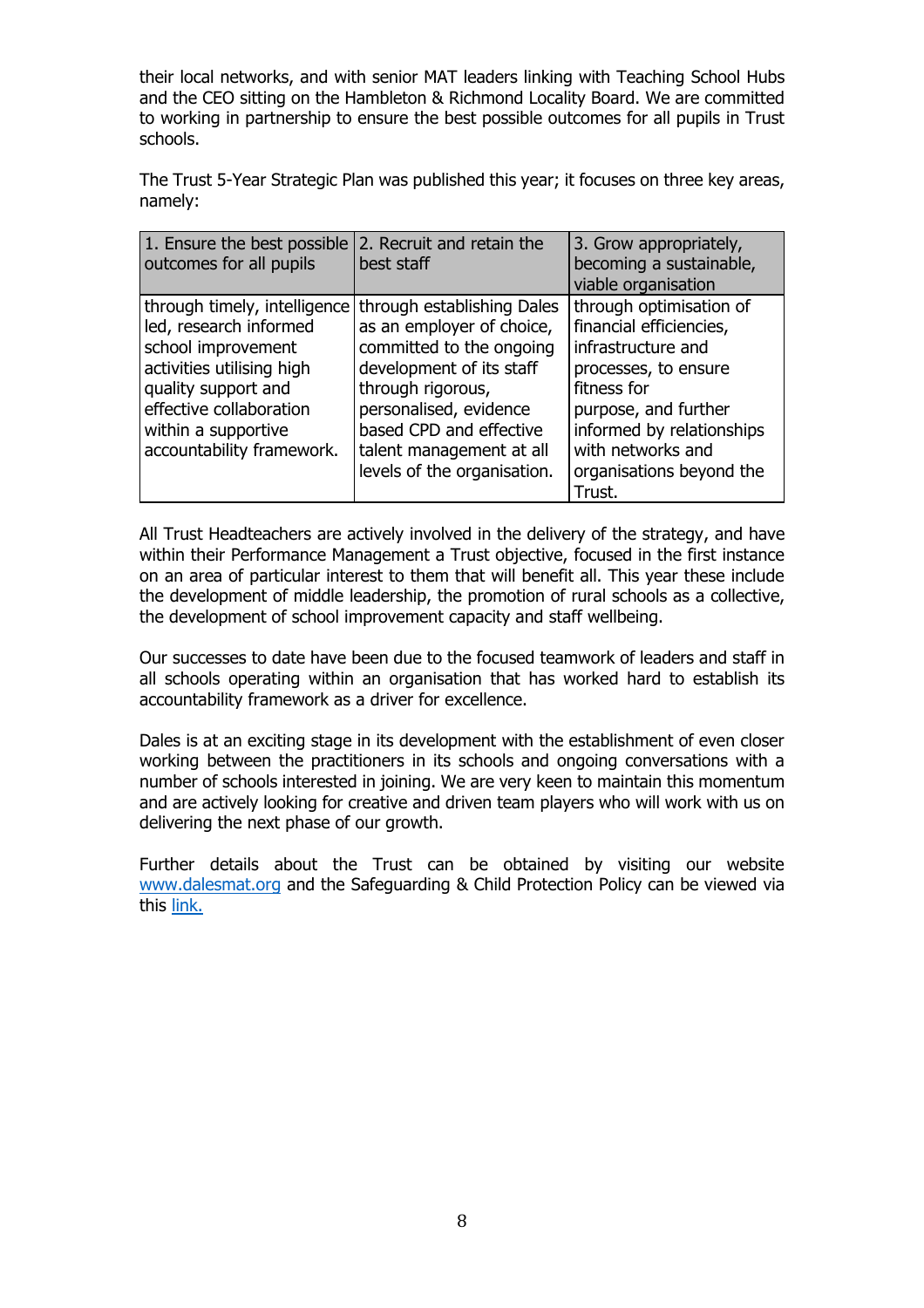their local networks, and with senior MAT leaders linking with Teaching School Hubs and the CEO sitting on the Hambleton & Richmond Locality Board. We are committed to working in partnership to ensure the best possible outcomes for all pupils in Trust schools.

The Trust 5-Year Strategic Plan was published this year; it focuses on three key areas, namely:

| 1. Ensure the best possible outcomes for all pupils | 2. Recruit and retain the best staff | 3. Grow appropriately, becoming a sustainable, viable organisation |
|---|---|---|
| through timely, intelligence led, research informed school improvement activities utilising high quality support and effective collaboration within a supportive accountability framework. | through establishing Dales as an employer of choice, committed to the ongoing development of its staff through rigorous, personalised, evidence based CPD and effective talent management at all levels of the organisation. | through optimisation of financial efficiencies, infrastructure and processes, to ensure fitness for purpose, and further informed by relationships with networks and organisations beyond the Trust. |

All Trust Headteachers are actively involved in the delivery of the strategy, and have within their Performance Management a Trust objective, focused in the first instance on an area of particular interest to them that will benefit all. This year these include the development of middle leadership, the promotion of rural schools as a collective, the development of school improvement capacity and staff wellbeing.

Our successes to date have been due to the focused teamwork of leaders and staff in all schools operating within an organisation that has worked hard to establish its accountability framework as a driver for excellence.

Dales is at an exciting stage in its development with the establishment of even closer working between the practitioners in its schools and ongoing conversations with a number of schools interested in joining. We are very keen to maintain this momentum and are actively looking for creative and driven team players who will work with us on delivering the next phase of our growth.

Further details about the Trust can be obtained by visiting our website www.dalesmat.org and the Safeguarding & Child Protection Policy can be viewed via this link.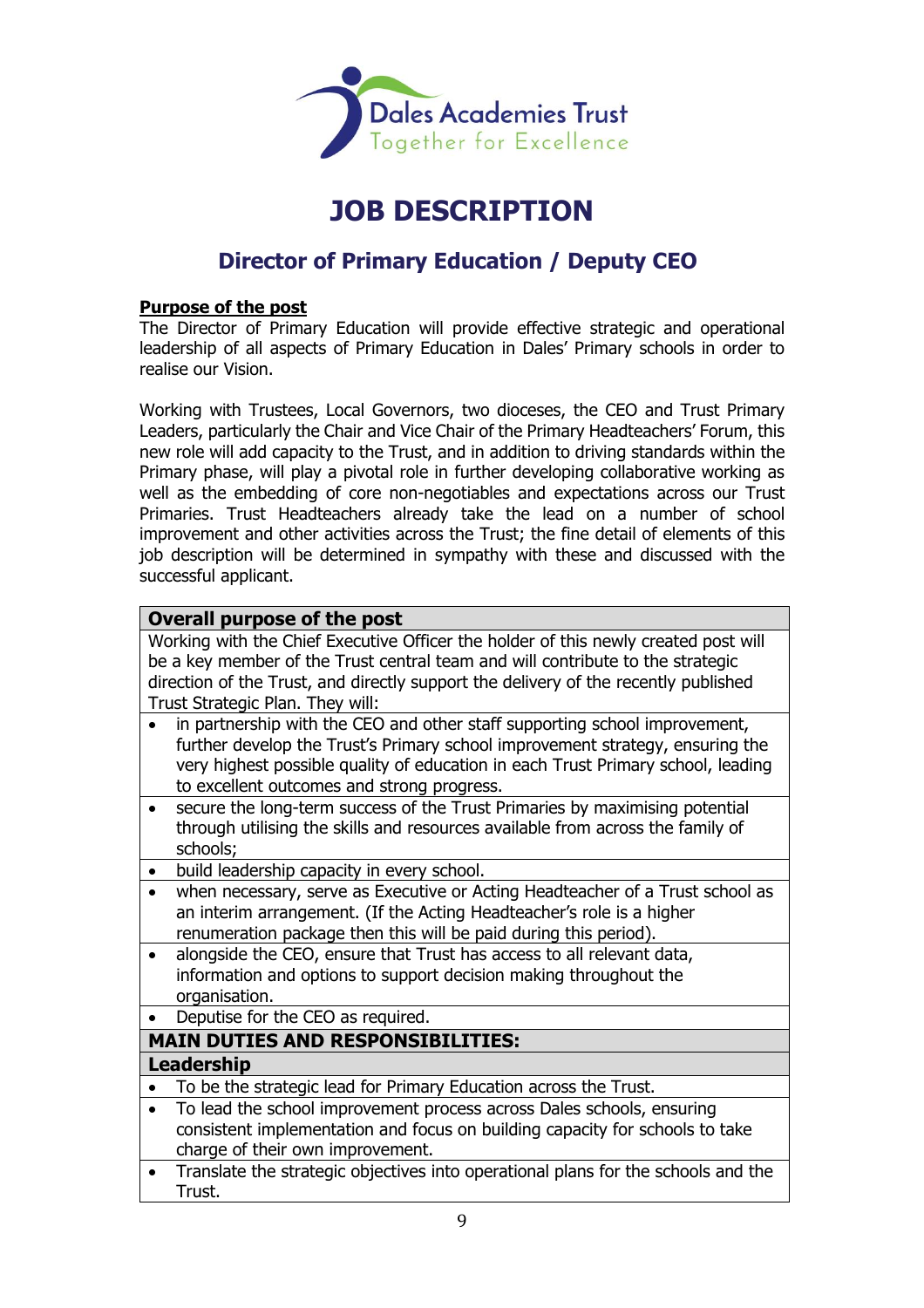Dales Academies Trust
Together for Excellence

# JOB DESCRIPTION

## Director of Primary Education / Deputy CEO

**Purpose of the post**

The Director of Primary Education will provide effective strategic and operational leadership of all aspects of Primary Education in Dales' Primary schools in order to realise our Vision.

Working with Trustees, Local Governors, two dioceses, the CEO and Trust Primary Leaders, particularly the Chair and Vice Chair of the Primary Headteachers' Forum, this new role will add capacity to the Trust, and in addition to driving standards within the Primary phase, will play a pivotal role in further developing collaborative working as well as the embedding of core non-negotiables and expectations across our Trust Primaries. Trust Headteachers already take the lead on a number of school improvement and other activities across the Trust; the fine detail of elements of this job description will be determined in sympathy with these and discussed with the successful applicant.

| **Overall purpose of the post** |
|---|
| Working with the Chief Executive Officer the holder of this newly created post will be a key member of the Trust central team and will contribute to the strategic direction of the Trust, and directly support the delivery of the recently published Trust Strategic Plan. They will: |
| • in partnership with the CEO and other staff supporting school improvement, further develop the Trust's Primary school improvement strategy, ensuring the very highest possible quality of education in each Trust Primary school, leading to excellent outcomes and strong progress. |
| • secure the long-term success of the Trust Primaries by maximising potential through utilising the skills and resources available from across the family of schools; |
| • build leadership capacity in every school. |
| • when necessary, serve as Executive or Acting Headteacher of a Trust school as an interim arrangement. (If the Acting Headteacher's role is a higher renumeration package then this will be paid during this period). |
| • alongside the CEO, ensure that Trust has access to all relevant data, information and options to support decision making throughout the organisation. |
| • Deputise for the CEO as required. |
| **MAIN DUTIES AND RESPONSIBILITIES:** |
| **Leadership** |
| • To be the strategic lead for Primary Education across the Trust. |
| • To lead the school improvement process across Dales schools, ensuring consistent implementation and focus on building capacity for schools to take charge of their own improvement. |
| • Translate the strategic objectives into operational plans for the schools and the Trust. |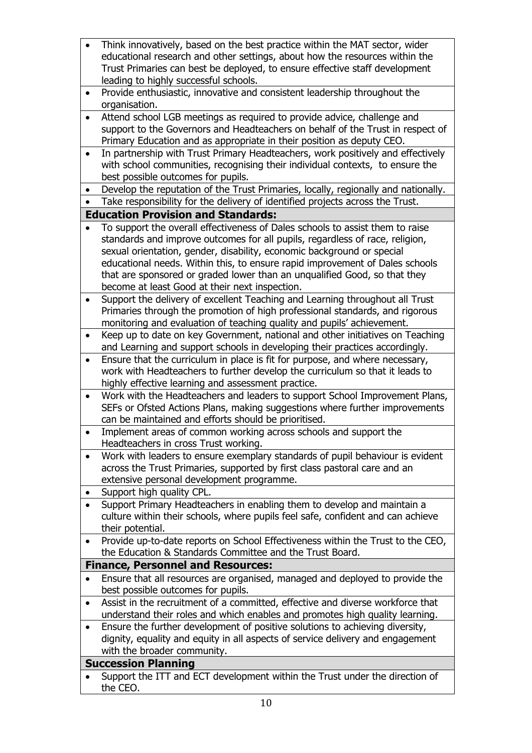- Think innovatively, based on the best practice within the MAT sector, wider educational research and other settings, about how the resources within the Trust Primaries can best be deployed, to ensure effective staff development leading to highly successful schools.
- Provide enthusiastic, innovative and consistent leadership throughout the organisation.
- Attend school LGB meetings as required to provide advice, challenge and support to the Governors and Headteachers on behalf of the Trust in respect of Primary Education and as appropriate in their position as deputy CEO.
- In partnership with Trust Primary Headteachers, work positively and effectively with school communities, recognising their individual contexts, to ensure the best possible outcomes for pupils.
- Develop the reputation of the Trust Primaries, locally, regionally and nationally.
- Take responsibility for the delivery of identified projects across the Trust.

**Education Provision and Standards:**

- To support the overall effectiveness of Dales schools to assist them to raise standards and improve outcomes for all pupils, regardless of race, religion, sexual orientation, gender, disability, economic background or special educational needs. Within this, to ensure rapid improvement of Dales schools that are sponsored or graded lower than an unqualified Good, so that they become at least Good at their next inspection.
- Support the delivery of excellent Teaching and Learning throughout all Trust Primaries through the promotion of high professional standards, and rigorous monitoring and evaluation of teaching quality and pupils' achievement.
- Keep up to date on key Government, national and other initiatives on Teaching and Learning and support schools in developing their practices accordingly.
- Ensure that the curriculum in place is fit for purpose, and where necessary, work with Headteachers to further develop the curriculum so that it leads to highly effective learning and assessment practice.
- Work with the Headteachers and leaders to support School Improvement Plans, SEFs or Ofsted Actions Plans, making suggestions where further improvements can be maintained and efforts should be prioritised.
- Implement areas of common working across schools and support the Headteachers in cross Trust working.
- Work with leaders to ensure exemplary standards of pupil behaviour is evident across the Trust Primaries, supported by first class pastoral care and an extensive personal development programme.
- Support high quality CPL.
- Support Primary Headteachers in enabling them to develop and maintain a culture within their schools, where pupils feel safe, confident and can achieve their potential.
- Provide up-to-date reports on School Effectiveness within the Trust to the CEO, the Education & Standards Committee and the Trust Board.

**Finance, Personnel and Resources:**

- Ensure that all resources are organised, managed and deployed to provide the best possible outcomes for pupils.
- Assist in the recruitment of a committed, effective and diverse workforce that understand their roles and which enables and promotes high quality learning.
- Ensure the further development of positive solutions to achieving diversity, dignity, equality and equity in all aspects of service delivery and engagement with the broader community.

**Succession Planning**

- Support the ITT and ECT development within the Trust under the direction of the CEO.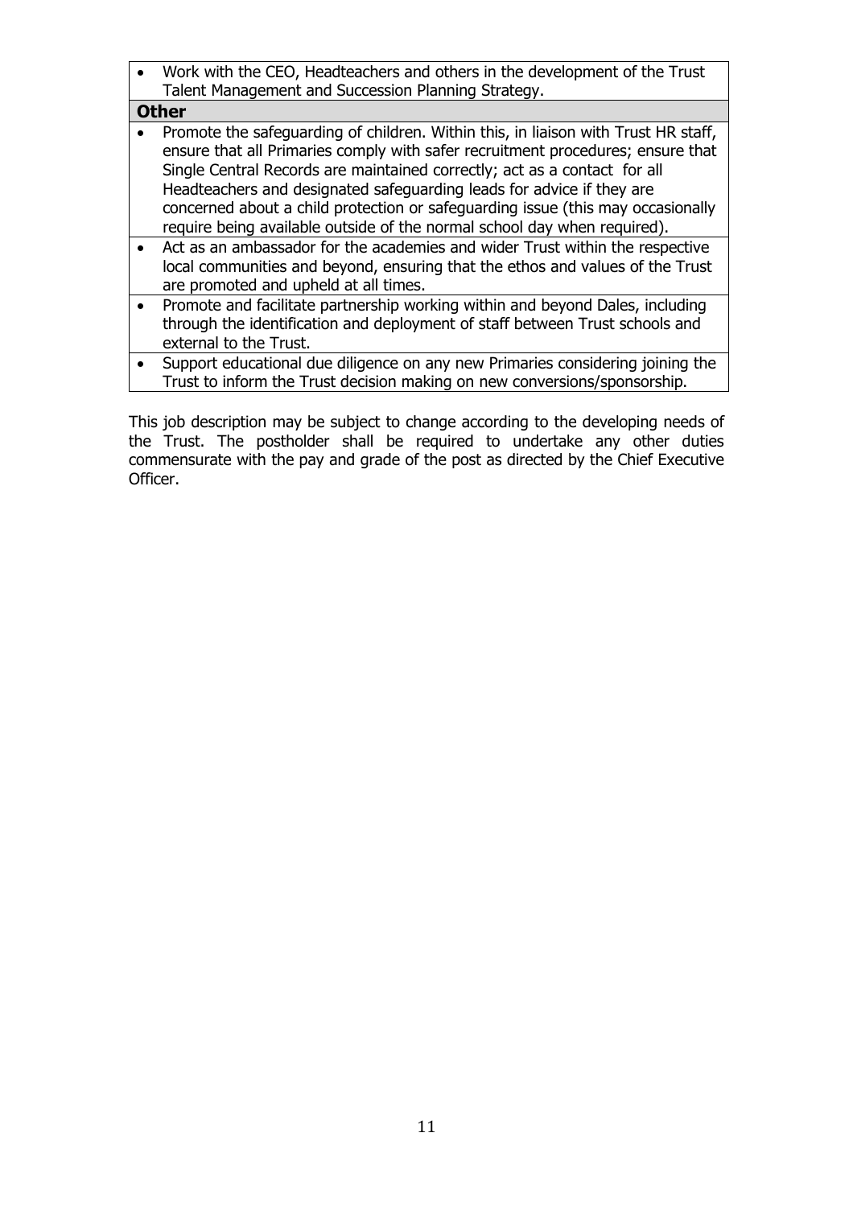- Work with the CEO, Headteachers and others in the development of the Trust Talent Management and Succession Planning Strategy.

**Other**

- Promote the safeguarding of children. Within this, in liaison with Trust HR staff, ensure that all Primaries comply with safer recruitment procedures; ensure that Single Central Records are maintained correctly; act as a contact for all Headteachers and designated safeguarding leads for advice if they are concerned about a child protection or safeguarding issue (this may occasionally require being available outside of the normal school day when required).
- Act as an ambassador for the academies and wider Trust within the respective local communities and beyond, ensuring that the ethos and values of the Trust are promoted and upheld at all times.
- Promote and facilitate partnership working within and beyond Dales, including through the identification and deployment of staff between Trust schools and external to the Trust.
- Support educational due diligence on any new Primaries considering joining the Trust to inform the Trust decision making on new conversions/sponsorship.

This job description may be subject to change according to the developing needs of the Trust. The postholder shall be required to undertake any other duties commensurate with the pay and grade of the post as directed by the Chief Executive Officer.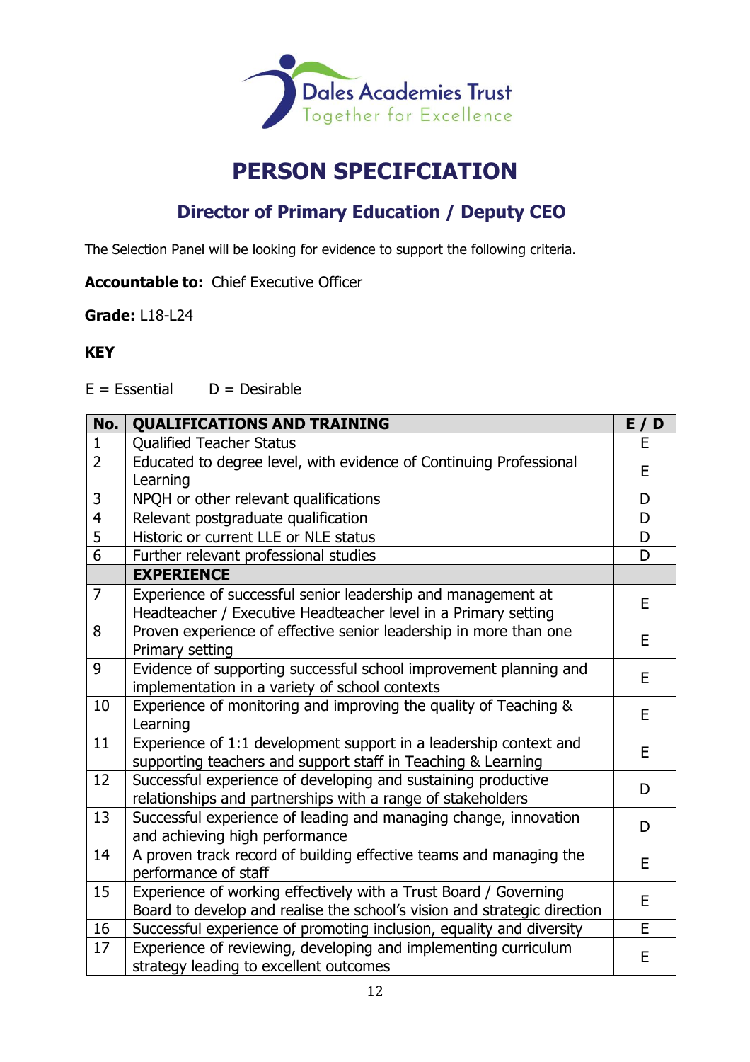Dales Academies Trust

Together for Excellence

# PERSON SPECFCIATION

## Director of Primary Education / Deputy CEO

The Selection Panel will be looking for evidence to support the following criteria.

**Accountable to:** Chief Executive Officer

**Grade:** L18-L24

**KEY**

E = Essential D = Desirable

| No. | QUALIFICATIONS AND TRAINING | E / D |
|---|---|---|
| 1 | Qualified Teacher Status | E |
| 2 | Educated to degree level, with evidence of Continuing Professional Learning | E |
| 3 | NPQH or other relevant qualifications | D |
| 4 | Relevant postgraduate qualification | D |
| 5 | Historic or current LLE or NLE status | D |
| 6 | Further relevant professional studies | D |
| | **EXPERIENCE** | |
| 7 | Experience of successful senior leadership and management at Headteacher / Executive Headteacher level in a Primary setting | E |
| 8 | Proven experience of effective senior leadership in more than one Primary setting | E |
| 9 | Evidence of supporting successful school improvement planning and implementation in a variety of school contexts | E |
| 10 | Experience of monitoring and improving the quality of Teaching & Learning | E |
| 11 | Experience of 1:1 development support in a leadership context and supporting teachers and support staff in Teaching & Learning | E |
| 12 | Successful experience of developing and sustaining productive relationships and partnerships with a range of stakeholders | D |
| 13 | Successful experience of leading and managing change, innovation and achieving high performance | D |
| 14 | A proven track record of building effective teams and managing the performance of staff | E |
| 15 | Experience of working effectively with a Trust Board / Governing Board to develop and realise the school's vision and strategic direction | E |
| 16 | Successful experience of promoting inclusion, equality and diversity | E |
| 17 | Experience of reviewing, developing and implementing curriculum strategy leading to excellent outcomes | E |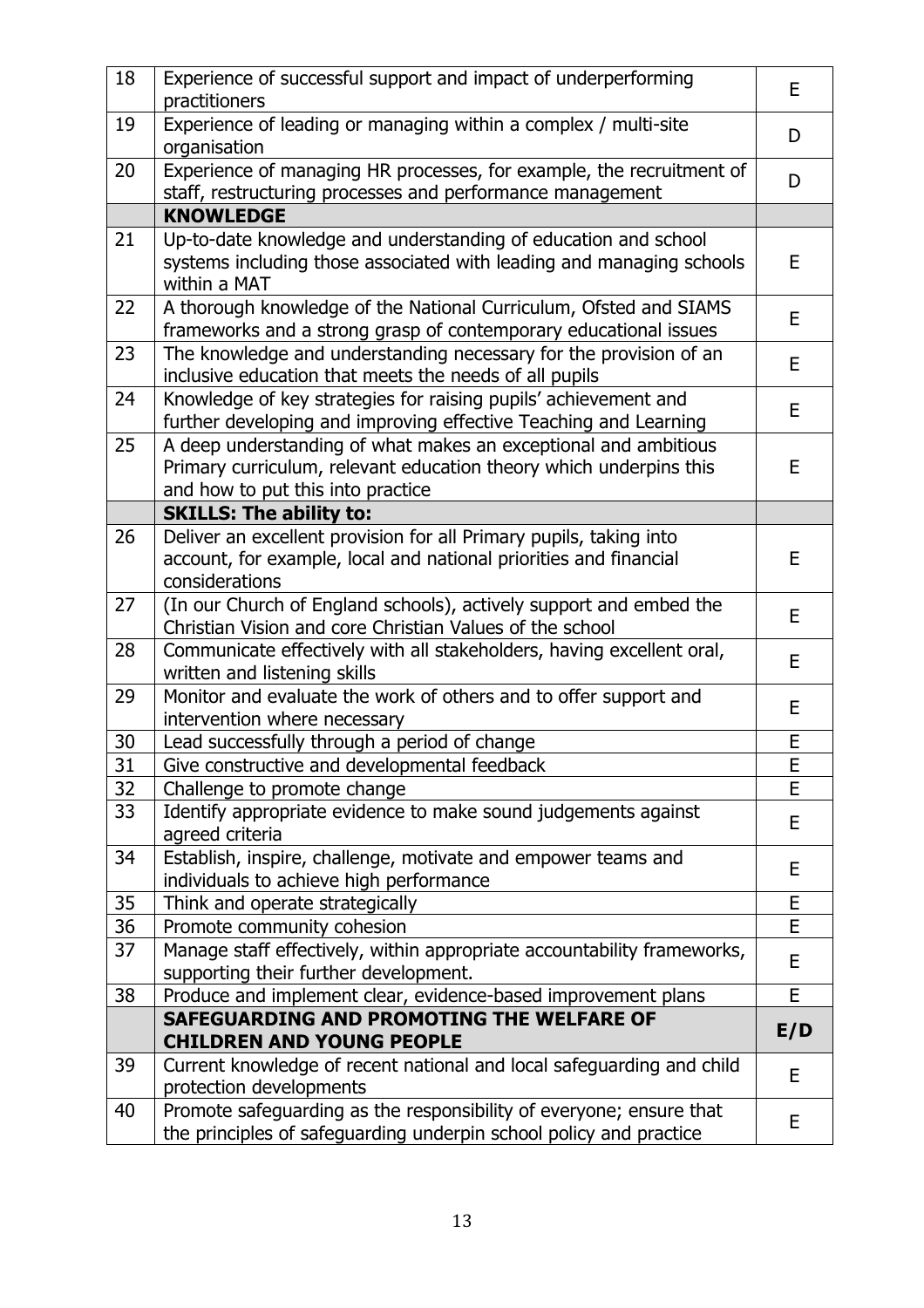| 18 | Experience of successful support and impact of underperforming practitioners | E |
|---|---|---|
| 19 | Experience of leading or managing within a complex / multi-site organisation | D |
| 20 | Experience of managing HR processes, for example, the recruitment of staff, restructuring processes and performance management | D |
| | **KNOWLEDGE** | |
| 21 | Up-to-date knowledge and understanding of education and school systems including those associated with leading and managing schools within a MAT | E |
| 22 | A thorough knowledge of the National Curriculum, Ofsted and SIAMS frameworks and a strong grasp of contemporary educational issues | E |
| 23 | The knowledge and understanding necessary for the provision of an inclusive education that meets the needs of all pupils | E |
| 24 | Knowledge of key strategies for raising pupils' achievement and further developing and improving effective Teaching and Learning | E |
| 25 | A deep understanding of what makes an exceptional and ambitious Primary curriculum, relevant education theory which underpins this and how to put this into practice | E |
| | **SKILLS: The ability to:** | |
| 26 | Deliver an excellent provision for all Primary pupils, taking into account, for example, local and national priorities and financial considerations | E |
| 27 | (In our Church of England schools), actively support and embed the Christian Vision and core Christian Values of the school | E |
| 28 | Communicate effectively with all stakeholders, having excellent oral, written and listening skills | E |
| 29 | Monitor and evaluate the work of others and to offer support and intervention where necessary | E |
| 30 | Lead successfully through a period of change | E |
| 31 | Give constructive and developmental feedback | E |
| 32 | Challenge to promote change | E |
| 33 | Identify appropriate evidence to make sound judgements against agreed criteria | E |
| 34 | Establish, inspire, challenge, motivate and empower teams and individuals to achieve high performance | E |
| 35 | Think and operate strategically | E |
| 36 | Promote community cohesion | E |
| 37 | Manage staff effectively, within appropriate accountability frameworks, supporting their further development. | E |
| 38 | Produce and implement clear, evidence-based improvement plans | E |
| | **SAFEGUARDING AND PROMOTING THE WELFARE OF CHILDREN AND YOUNG PEOPLE** | **E/D** |
| 39 | Current knowledge of recent national and local safeguarding and child protection developments | E |
| 40 | Promote safeguarding as the responsibility of everyone; ensure that the principles of safeguarding underpin school policy and practice | E |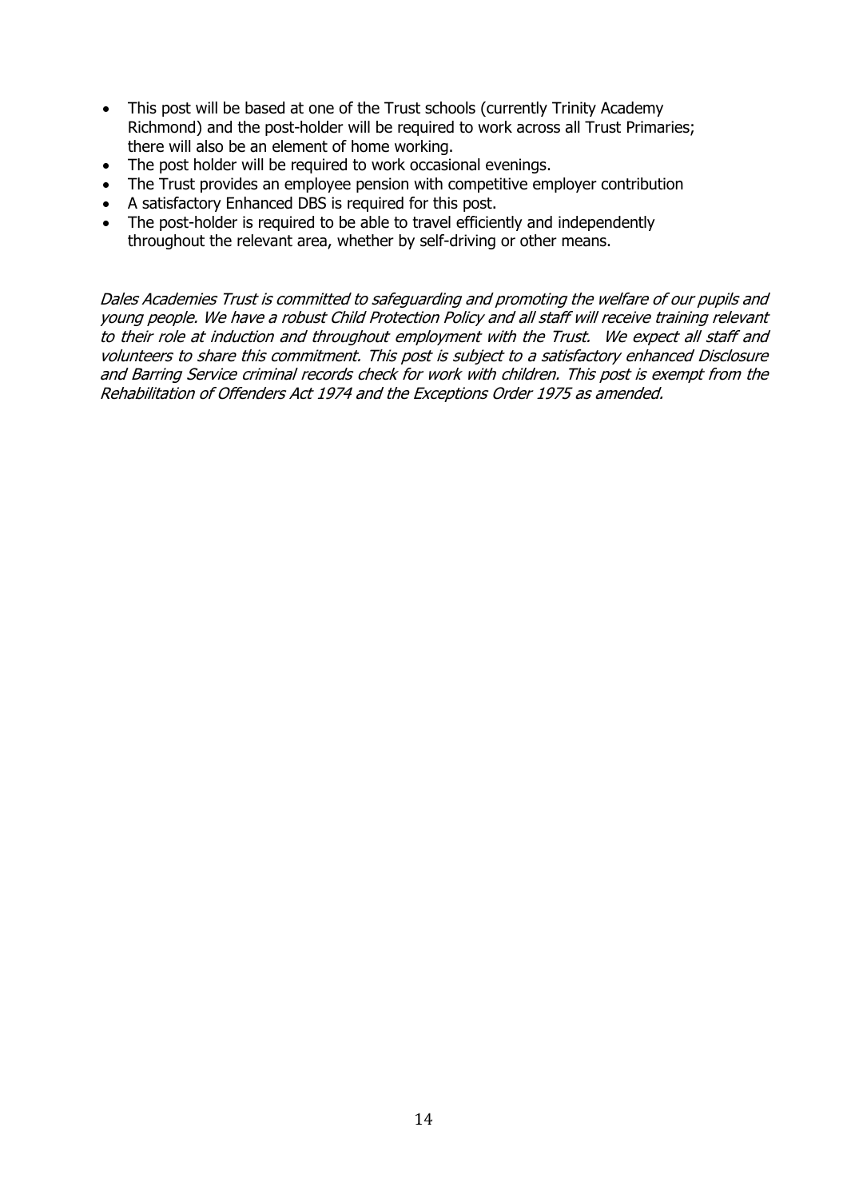- This post will be based at one of the Trust schools (currently Trinity Academy Richmond) and the post-holder will be required to work across all Trust Primaries; there will also be an element of home working.
- The post holder will be required to work occasional evenings.
- The Trust provides an employee pension with competitive employer contribution
- A satisfactory Enhanced DBS is required for this post.
- The post-holder is required to be able to travel efficiently and independently throughout the relevant area, whether by self-driving or other means.

*Dales Academies Trust is committed to safeguarding and promoting the welfare of our pupils and young people. We have a robust Child Protection Policy and all staff will receive training relevant to their role at induction and throughout employment with the Trust. We expect all staff and volunteers to share this commitment. This post is subject to a satisfactory enhanced Disclosure and Barring Service criminal records check for work with children. This post is exempt from the Rehabilitation of Offenders Act 1974 and the Exceptions Order 1975 as amended.*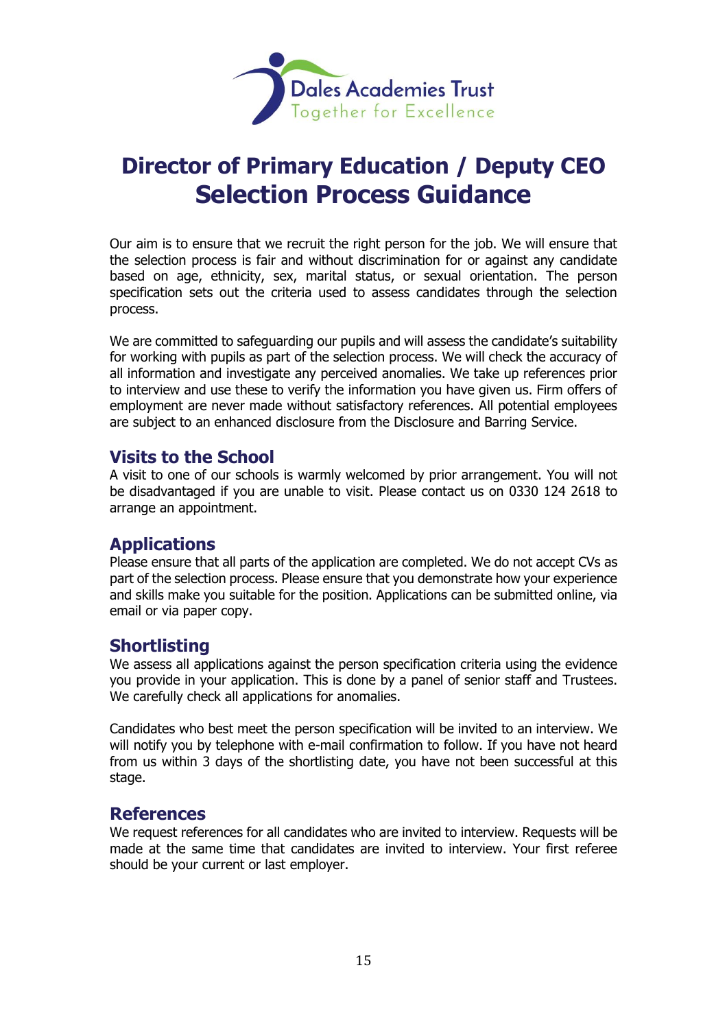Dales Academies Trust
Together for Excellence

# Director of Primary Education / Deputy CEO Selection Process Guidance

Our aim is to ensure that we recruit the right person for the job. We will ensure that the selection process is fair and without discrimination for or against any candidate based on age, ethnicity, sex, marital status, or sexual orientation. The person specification sets out the criteria used to assess candidates through the selection process.

We are committed to safeguarding our pupils and will assess the candidate's suitability for working with pupils as part of the selection process. We will check the accuracy of all information and investigate any perceived anomalies. We take up references prior to interview and use these to verify the information you have given us. Firm offers of employment are never made without satisfactory references. All potential employees are subject to an enhanced disclosure from the Disclosure and Barring Service.

## Visits to the School

A visit to one of our schools is warmly welcomed by prior arrangement. You will not be disadvantaged if you are unable to visit. Please contact us on 0330 124 2618 to arrange an appointment.

## Applications

Please ensure that all parts of the application are completed. We do not accept CVs as part of the selection process. Please ensure that you demonstrate how your experience and skills make you suitable for the position. Applications can be submitted online, via email or via paper copy.

## Shortlisting

We assess all applications against the person specification criteria using the evidence you provide in your application. This is done by a panel of senior staff and Trustees. We carefully check all applications for anomalies.

Candidates who best meet the person specification will be invited to an interview. We will notify you by telephone with e-mail confirmation to follow. If you have not heard from us within 3 days of the shortlisting date, you have not been successful at this stage.

## References

We request references for all candidates who are invited to interview. Requests will be made at the same time that candidates are invited to interview. Your first referee should be your current or last employer.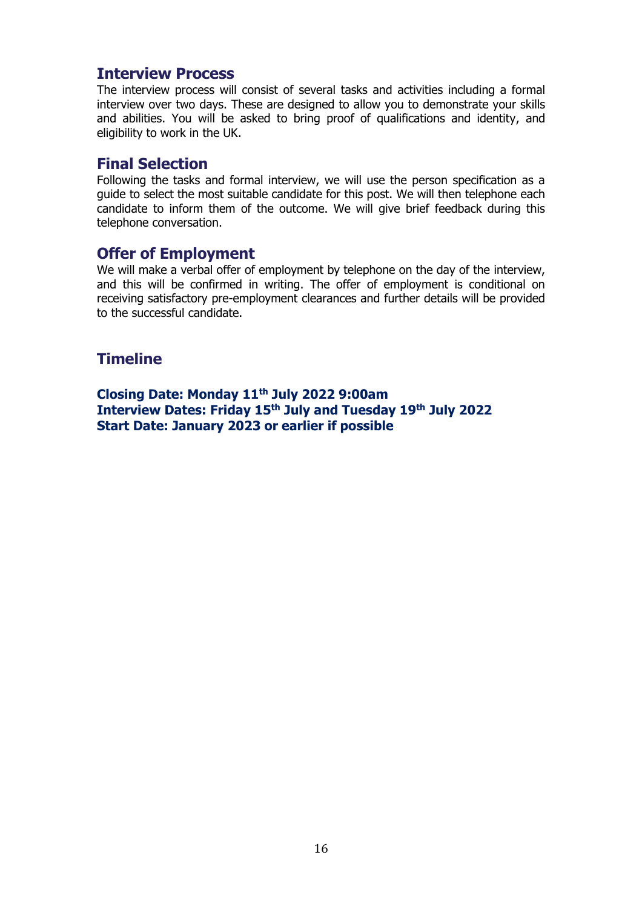## Interview Process

The interview process will consist of several tasks and activities including a formal interview over two days. These are designed to allow you to demonstrate your skills and abilities. You will be asked to bring proof of qualifications and identity, and eligibility to work in the UK.

## Final Selection

Following the tasks and formal interview, we will use the person specification as a guide to select the most suitable candidate for this post. We will then telephone each candidate to inform them of the outcome. We will give brief feedback during this telephone conversation.

## Offer of Employment

We will make a verbal offer of employment by telephone on the day of the interview, and this will be confirmed in writing. The offer of employment is conditional on receiving satisfactory pre-employment clearances and further details will be provided to the successful candidate.

## Timeline

**Closing Date: Monday 11th July 2022 9:00am**
**Interview Dates: Friday 15th July and Tuesday 19th July 2022**
**Start Date: January 2023 or earlier if possible**